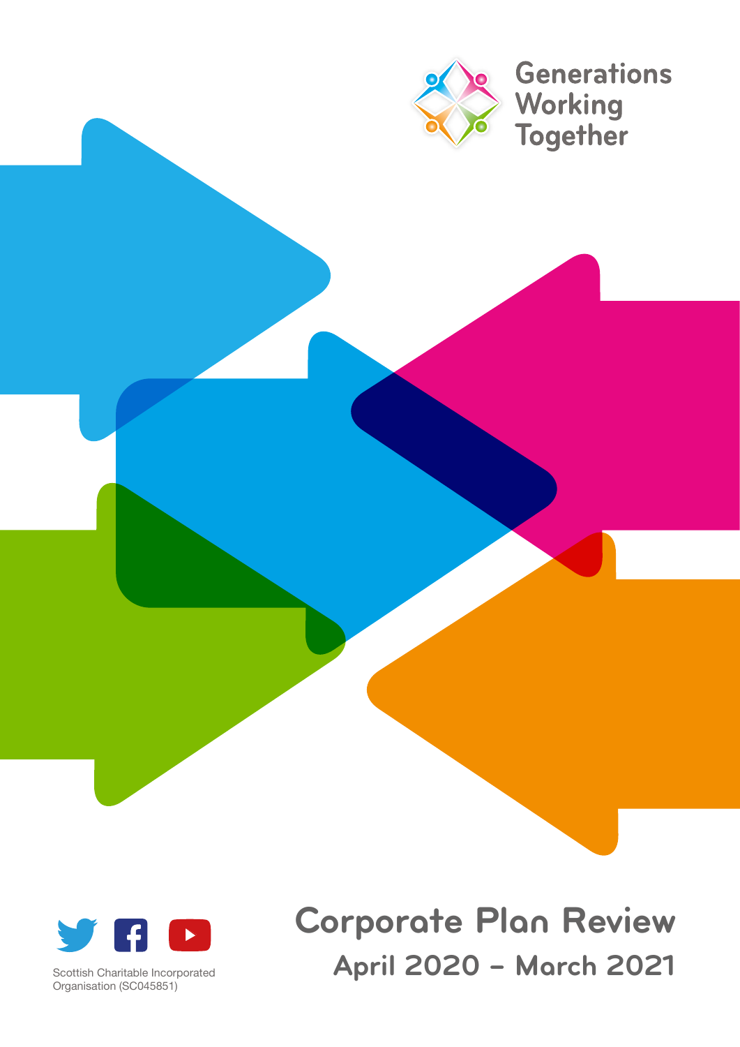Generations Working Together

# Corporate Plan Review

## April 2020 – March 2021

Scottish Charitable Incorporated Organisation (SC045851)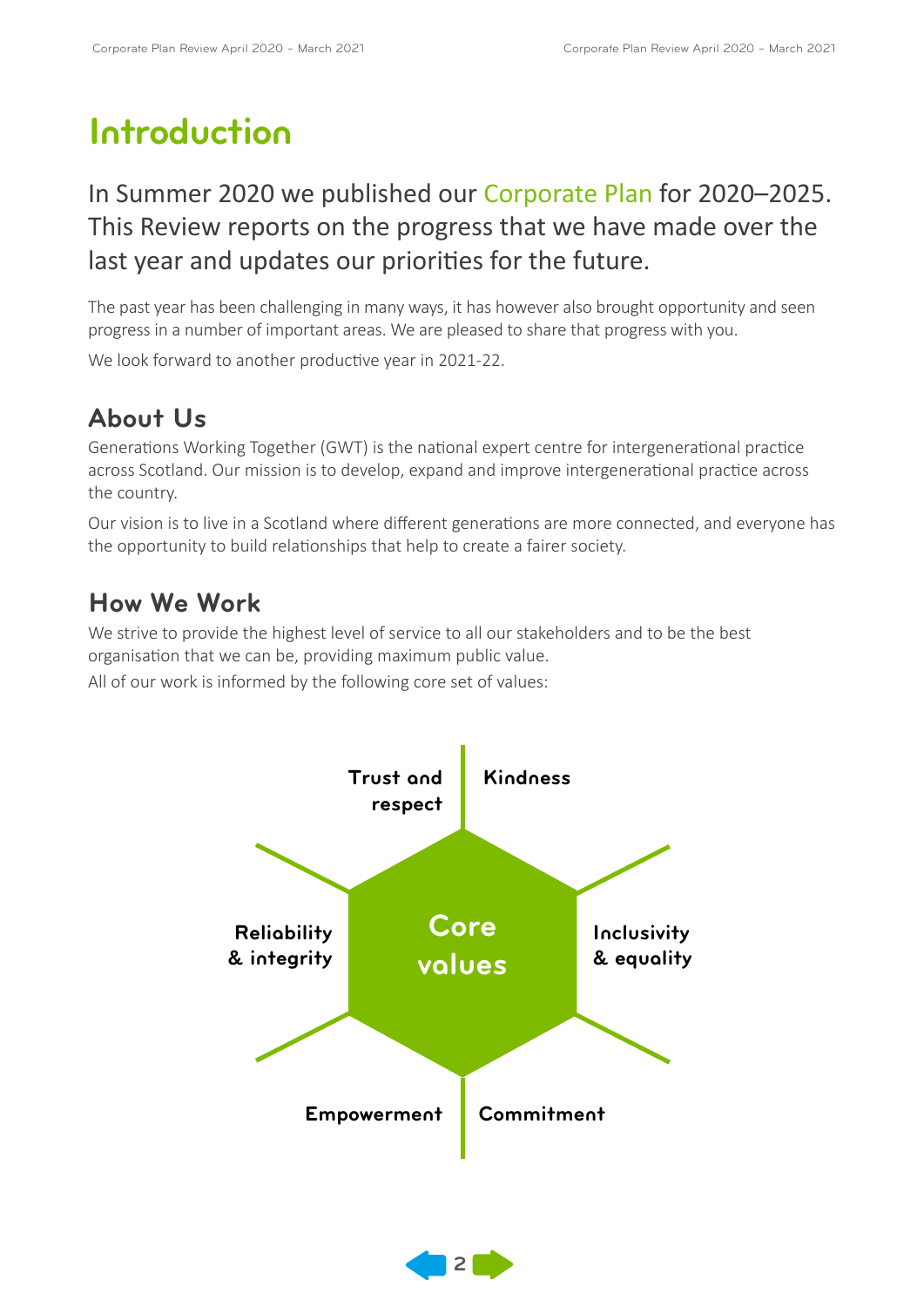# Introduction

In Summer 2020 we published our Corporate Plan for 2020–2025. This Review reports on the progress that we have made over the last year and updates our priorities for the future.

The past year has been challenging in many ways, it has however also brought opportunity and seen progress in a number of important areas. We are pleased to share that progress with you.

We look forward to another productive year in 2021-22.

## About Us

Generations Working Together (GWT) is the national expert centre for intergenerational practice across Scotland. Our mission is to develop, expand and improve intergenerational practice across the country.

Our vision is to live in a Scotland where different generations are more connected, and everyone has the opportunity to build relationships that help to create a fairer society.

## How We Work

We strive to provide the highest level of service to all our stakeholders and to be the best organisation that we can be, providing maximum public value.

All of our work is informed by the following core set of values:

**Core values**

- Trust and respect
- Kindness
- Reliability & integrity
- Inclusivity & equality
- Empowerment
- Commitment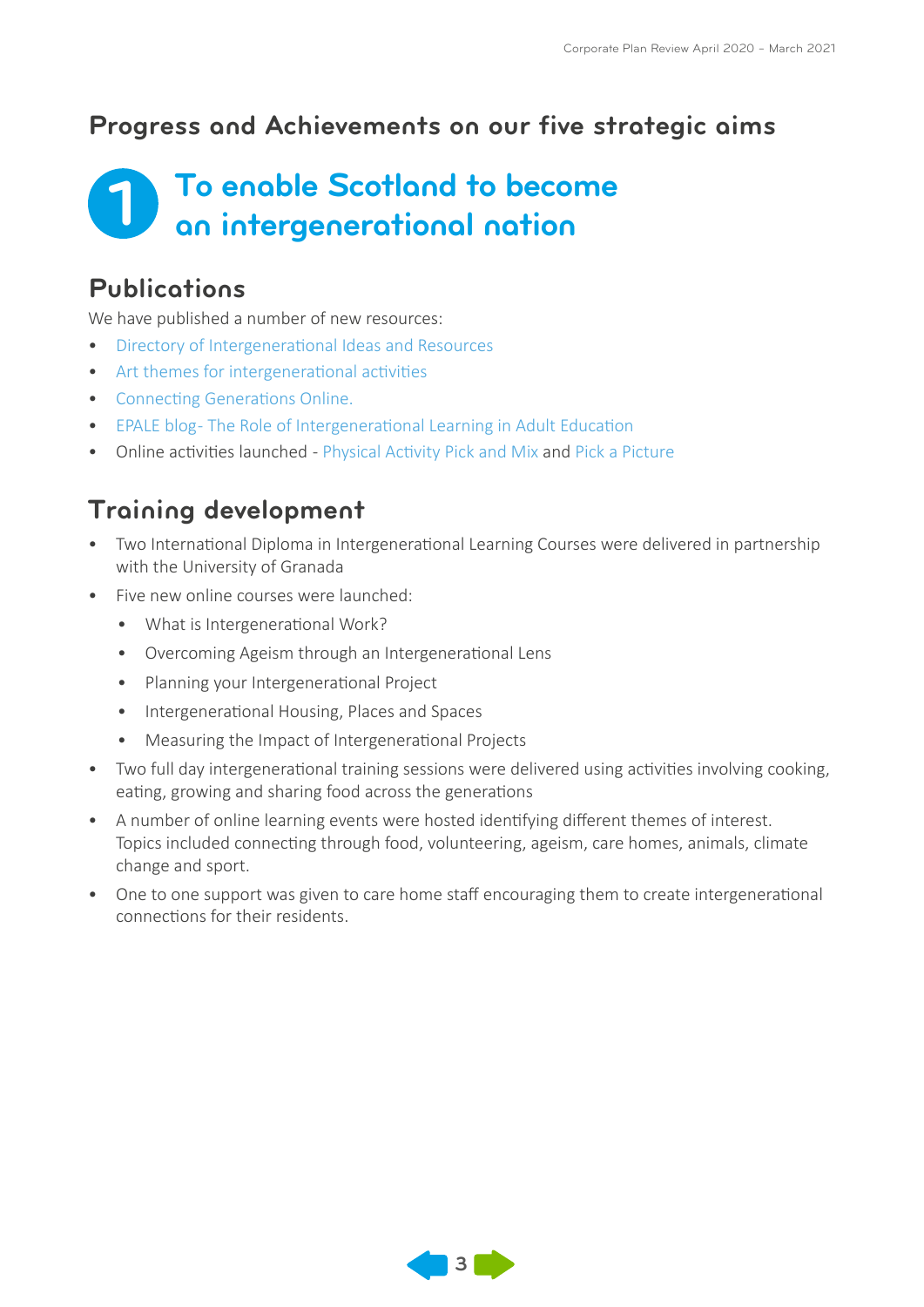## Progress and Achievements on our five strategic aims

# 1 To enable Scotland to become an intergenerational nation

### Publications

We have published a number of new resources:

- Directory of Intergenerational Ideas and Resources
- Art themes for intergenerational activities
- Connecting Generations Online.
- EPALE blog- The Role of Intergenerational Learning in Adult Education
- Online activities launched - Physical Activity Pick and Mix and Pick a Picture

### Training development

- Two International Diploma in Intergenerational Learning Courses were delivered in partnership with the University of Granada
- Five new online courses were launched:
  - What is Intergenerational Work?
  - Overcoming Ageism through an Intergenerational Lens
  - Planning your Intergenerational Project
  - Intergenerational Housing, Places and Spaces
  - Measuring the Impact of Intergenerational Projects
- Two full day intergenerational training sessions were delivered using activities involving cooking, eating, growing and sharing food across the generations
- A number of online learning events were hosted identifying different themes of interest. Topics included connecting through food, volunteering, ageism, care homes, animals, climate change and sport.
- One to one support was given to care home staff encouraging them to create intergenerational connections for their residents.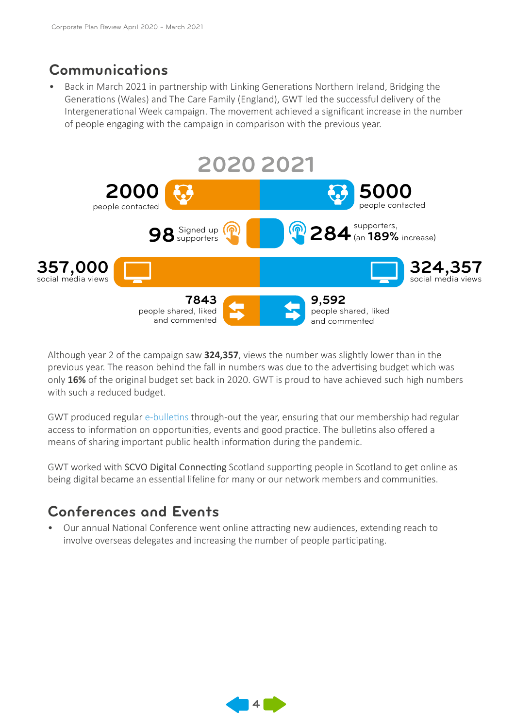## Communications

- Back in March 2021 in partnership with Linking Generations Northern Ireland, Bridging the Generations (Wales) and The Care Family (England), GWT led the successful delivery of the Intergenerational Week campaign. The movement achieved a significant increase in the number of people engaging with the campaign in comparison with the previous year.

| 2020 | 2021 |
|---|---|
| **2000** people contacted | **5000** people contacted |
| **98** Signed up supporters | **284** supporters, (an **189%** increase) |
| **357,000** social media views | **324,357** social media views |
| **7843** people shared, liked and commented | **9,592** people shared, liked and commented |

Although year 2 of the campaign saw **324,357**, views the number was slightly lower than in the previous year. The reason behind the fall in numbers was due to the advertising budget which was only **16%** of the original budget set back in 2020. GWT is proud to have achieved such high numbers with such a reduced budget.

GWT produced regular e-bulletins through-out the year, ensuring that our membership had regular access to information on opportunities, events and good practice. The bulletins also offered a means of sharing important public health information during the pandemic.

GWT worked with **SCVO Digital Connecting** Scotland supporting people in Scotland to get online as being digital became an essential lifeline for many or our network members and communities.

## Conferences and Events

- Our annual National Conference went online attracting new audiences, extending reach to involve overseas delegates and increasing the number of people participating.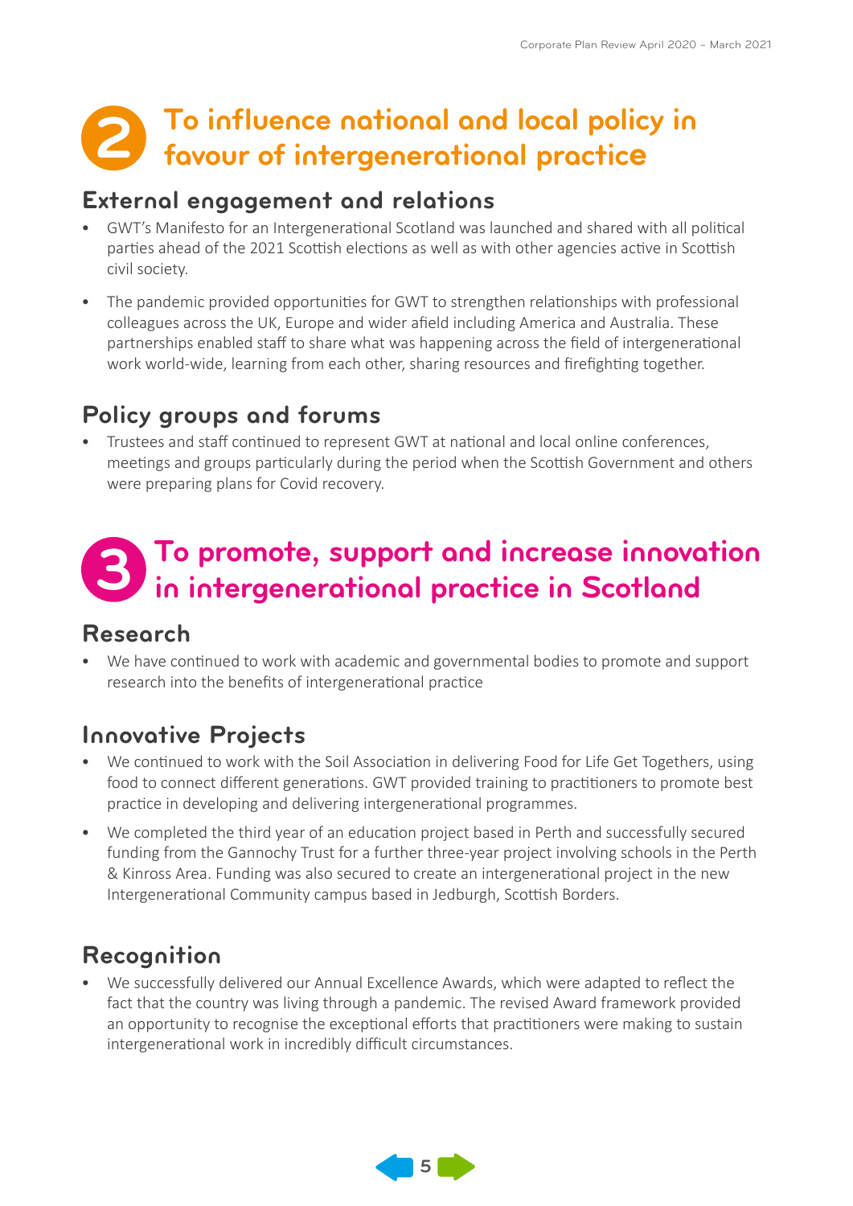## 2 To influence national and local policy in favour of intergenerational practice

### External engagement and relations

- GWT's Manifesto for an Intergenerational Scotland was launched and shared with all political parties ahead of the 2021 Scottish elections as well as with other agencies active in Scottish civil society.
- The pandemic provided opportunities for GWT to strengthen relationships with professional colleagues across the UK, Europe and wider afield including America and Australia. These partnerships enabled staff to share what was happening across the field of intergenerational work world-wide, learning from each other, sharing resources and firefighting together.

### Policy groups and forums

- Trustees and staff continued to represent GWT at national and local online conferences, meetings and groups particularly during the period when the Scottish Government and others were preparing plans for Covid recovery.

## 3 To promote, support and increase innovation in intergenerational practice in Scotland

### Research

- We have continued to work with academic and governmental bodies to promote and support research into the benefits of intergenerational practice

### Innovative Projects

- We continued to work with the Soil Association in delivering Food for Life Get Togethers, using food to connect different generations. GWT provided training to practitioners to promote best practice in developing and delivering intergenerational programmes.
- We completed the third year of an education project based in Perth and successfully secured funding from the Gannochy Trust for a further three-year project involving schools in the Perth & Kinross Area. Funding was also secured to create an intergenerational project in the new Intergenerational Community campus based in Jedburgh, Scottish Borders.

### Recognition

- We successfully delivered our Annual Excellence Awards, which were adapted to reflect the fact that the country was living through a pandemic. The revised Award framework provided an opportunity to recognise the exceptional efforts that practitioners were making to sustain intergenerational work in incredibly difficult circumstances.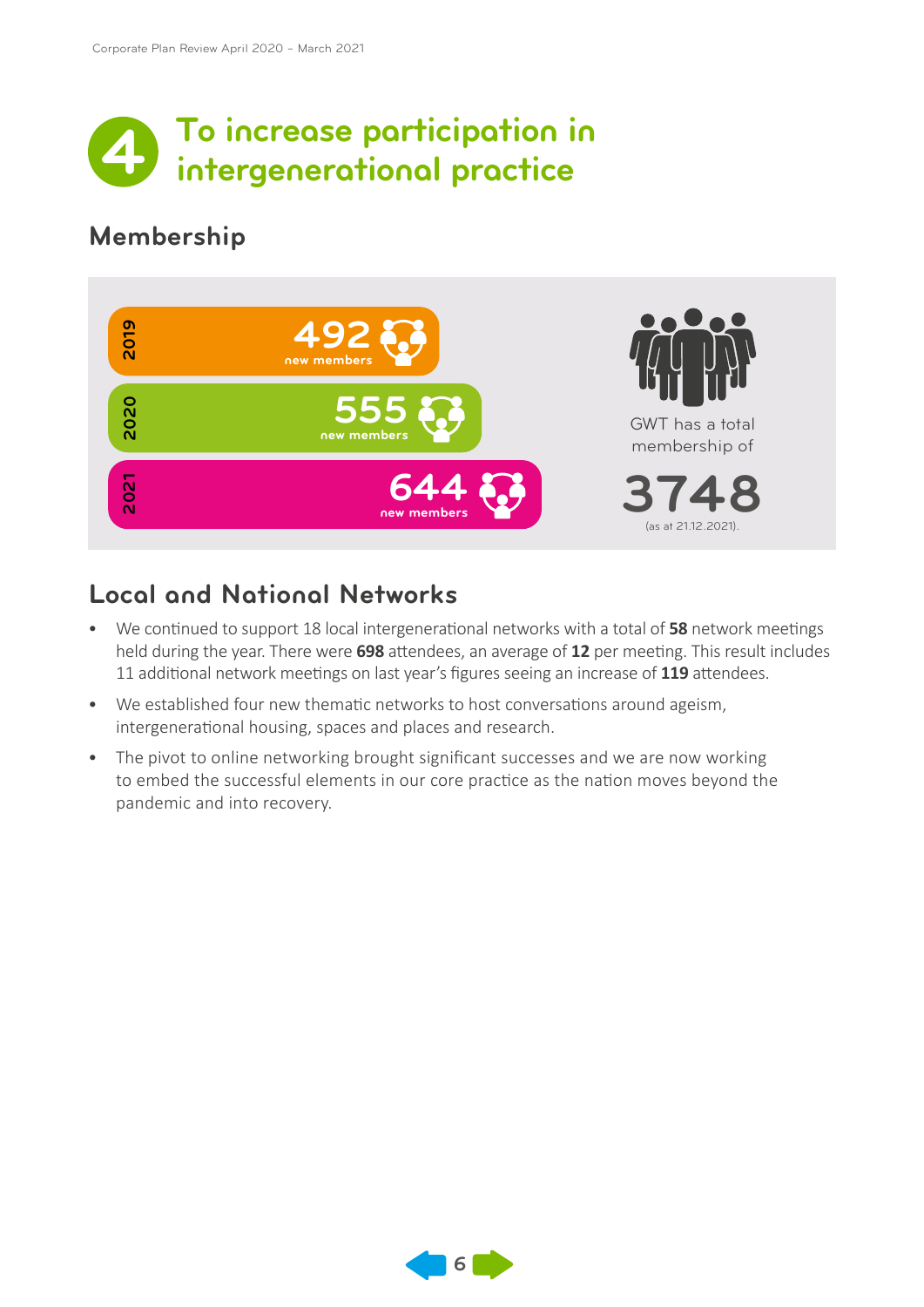# 4 To increase participation in intergenerational practice

## Membership

2019 — **492** new members

2020 — **555** new members

2021 — **644** new members

GWT has a total membership of

**3748**

(as at 21.12.2021).

## Local and National Networks

- We continued to support 18 local intergenerational networks with a total of **58** network meetings held during the year. There were **698** attendees, an average of **12** per meeting. This result includes 11 additional network meetings on last year's figures seeing an increase of **119** attendees.
- We established four new thematic networks to host conversations around ageism, intergenerational housing, spaces and places and research.
- The pivot to online networking brought significant successes and we are now working to embed the successful elements in our core practice as the nation moves beyond the pandemic and into recovery.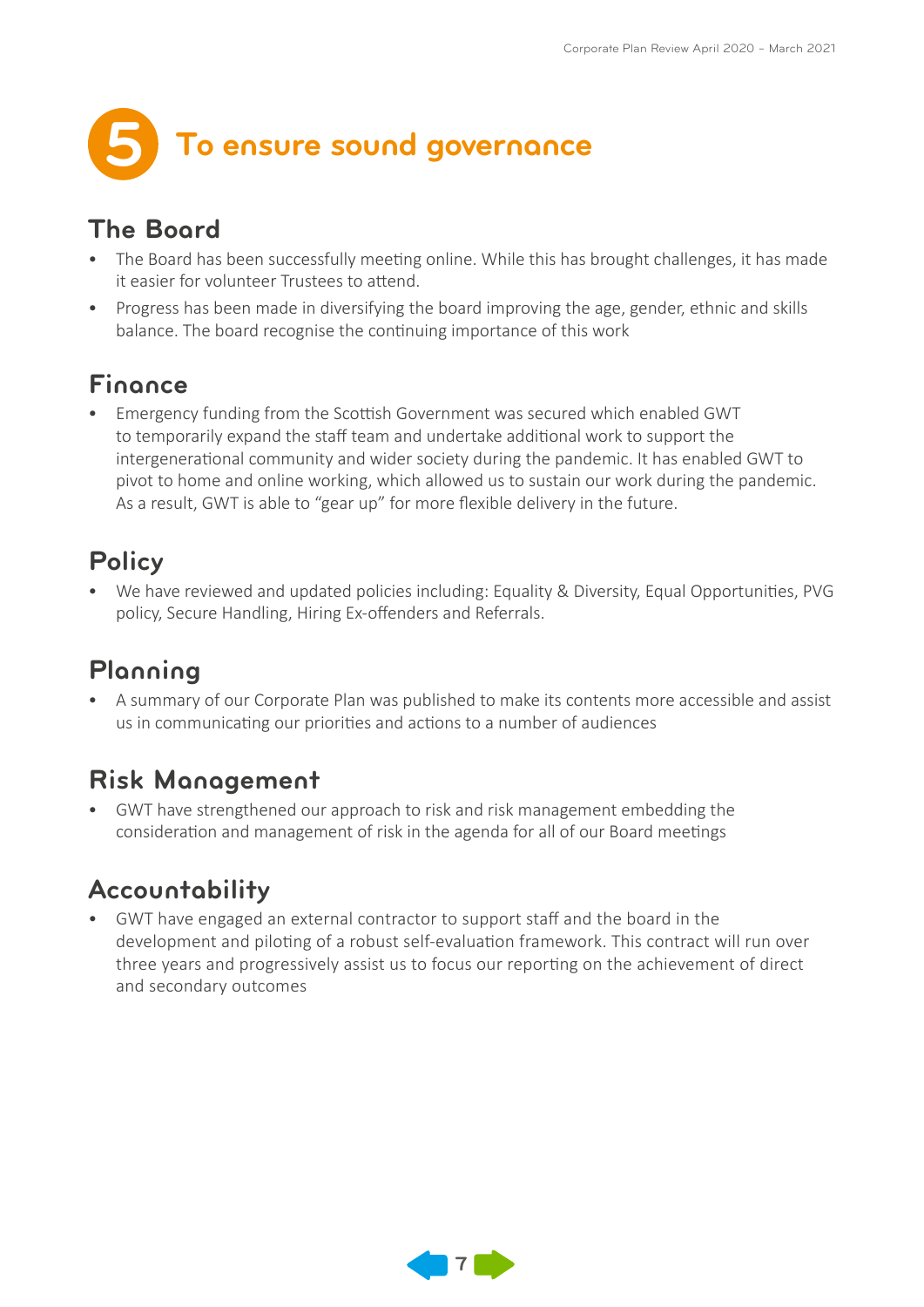# 5 To ensure sound governance

## The Board

- The Board has been successfully meeting online. While this has brought challenges, it has made it easier for volunteer Trustees to attend.
- Progress has been made in diversifying the board improving the age, gender, ethnic and skills balance. The board recognise the continuing importance of this work

## Finance

- Emergency funding from the Scottish Government was secured which enabled GWT to temporarily expand the staff team and undertake additional work to support the intergenerational community and wider society during the pandemic. It has enabled GWT to pivot to home and online working, which allowed us to sustain our work during the pandemic. As a result, GWT is able to "gear up" for more flexible delivery in the future.

## Policy

- We have reviewed and updated policies including: Equality & Diversity, Equal Opportunities, PVG policy, Secure Handling, Hiring Ex-offenders and Referrals.

## Planning

- A summary of our Corporate Plan was published to make its contents more accessible and assist us in communicating our priorities and actions to a number of audiences

## Risk Management

- GWT have strengthened our approach to risk and risk management embedding the consideration and management of risk in the agenda for all of our Board meetings

## Accountability

- GWT have engaged an external contractor to support staff and the board in the development and piloting of a robust self-evaluation framework. This contract will run over three years and progressively assist us to focus our reporting on the achievement of direct and secondary outcomes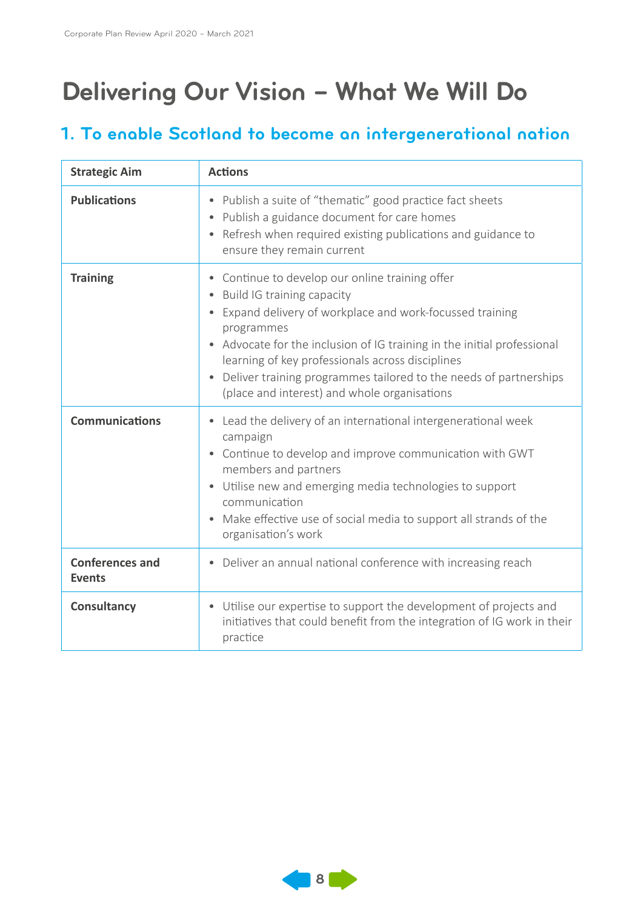# Delivering Our Vision – What We Will Do

## 1. To enable Scotland to become an intergenerational nation

| Strategic Aim | Actions |
|---|---|
| **Publications** | • Publish a suite of "thematic" good practice fact sheets<br>• Publish a guidance document for care homes<br>• Refresh when required existing publications and guidance to ensure they remain current |
| **Training** | • Continue to develop our online training offer<br>• Build IG training capacity<br>• Expand delivery of workplace and work-focussed training programmes<br>• Advocate for the inclusion of IG training in the initial professional learning of key professionals across disciplines<br>• Deliver training programmes tailored to the needs of partnerships (place and interest) and whole organisations |
| **Communications** | • Lead the delivery of an international intergenerational week campaign<br>• Continue to develop and improve communication with GWT members and partners<br>• Utilise new and emerging media technologies to support communication<br>• Make effective use of social media to support all strands of the organisation's work |
| **Conferences and Events** | • Deliver an annual national conference with increasing reach |
| **Consultancy** | • Utilise our expertise to support the development of projects and initiatives that could benefit from the integration of IG work in their practice |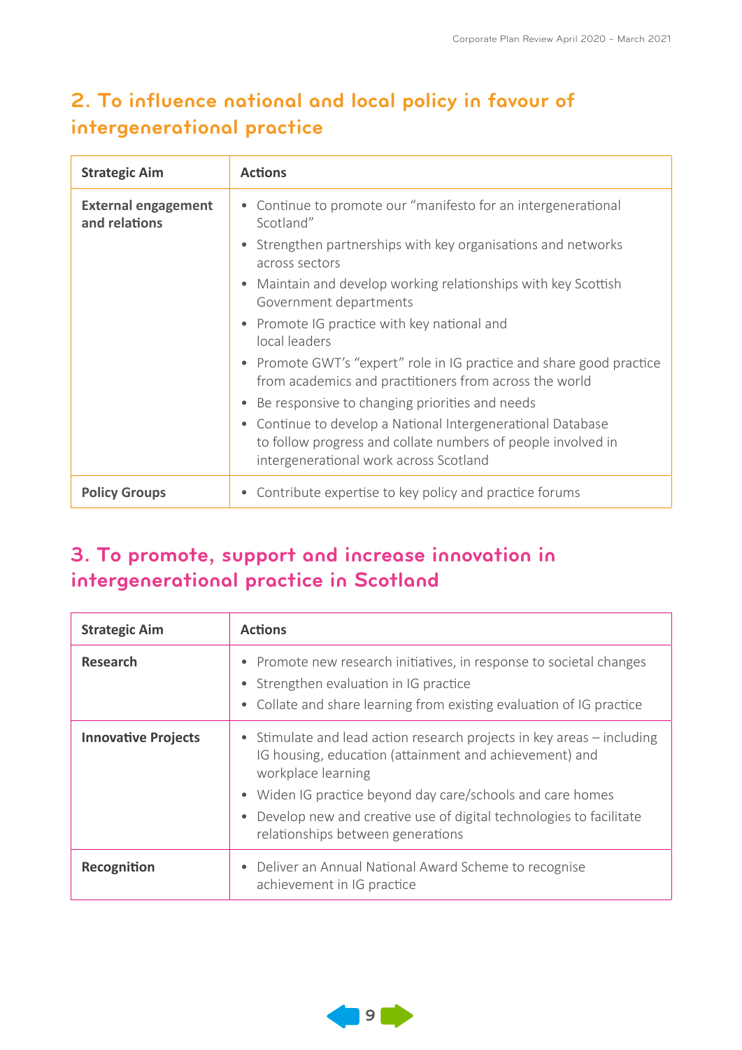## 2. To influence national and local policy in favour of intergenerational practice

| Strategic Aim | Actions |
|---|---|
| **External engagement and relations** | • Continue to promote our "manifesto for an intergenerational Scotland"<br>• Strengthen partnerships with key organisations and networks across sectors<br>• Maintain and develop working relationships with key Scottish Government departments<br>• Promote IG practice with key national and local leaders<br>• Promote GWT's "expert" role in IG practice and share good practice from academics and practitioners from across the world<br>• Be responsive to changing priorities and needs<br>• Continue to develop a National Intergenerational Database to follow progress and collate numbers of people involved in intergenerational work across Scotland |
| **Policy Groups** | • Contribute expertise to key policy and practice forums |

## 3. To promote, support and increase innovation in intergenerational practice in Scotland

| Strategic Aim | Actions |
|---|---|
| **Research** | • Promote new research initiatives, in response to societal changes<br>• Strengthen evaluation in IG practice<br>• Collate and share learning from existing evaluation of IG practice |
| **Innovative Projects** | • Stimulate and lead action research projects in key areas – including IG housing, education (attainment and achievement) and workplace learning<br>• Widen IG practice beyond day care/schools and care homes<br>• Develop new and creative use of digital technologies to facilitate relationships between generations |
| **Recognition** | • Deliver an Annual National Award Scheme to recognise achievement in IG practice |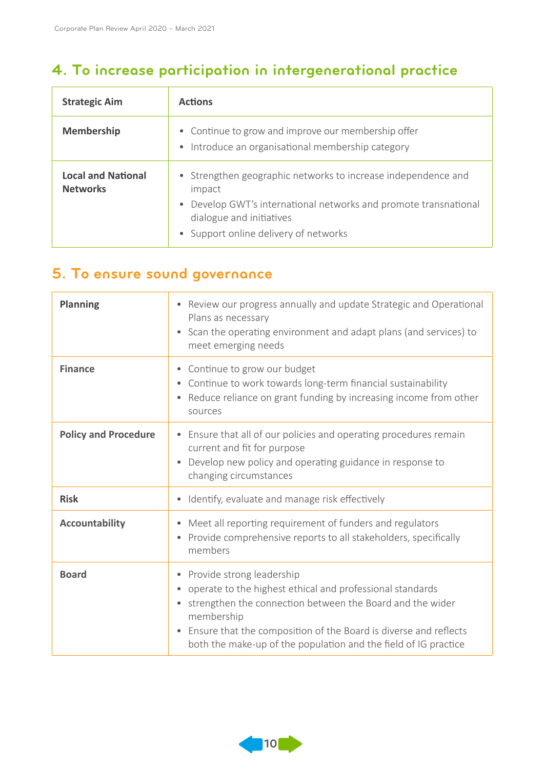## 4. To increase participation in intergenerational practice

| Strategic Aim | Actions |
|---|---|
| **Membership** | • Continue to grow and improve our membership offer<br>• Introduce an organisational membership category |
| **Local and National Networks** | • Strengthen geographic networks to increase independence and impact<br>• Develop GWT's international networks and promote transnational dialogue and initiatives<br>• Support online delivery of networks |

## 5. To ensure sound governance

| | |
|---|---|
| **Planning** | • Review our progress annually and update Strategic and Operational Plans as necessary<br>• Scan the operating environment and adapt plans (and services) to meet emerging needs |
| **Finance** | • Continue to grow our budget<br>• Continue to work towards long-term financial sustainability<br>• Reduce reliance on grant funding by increasing income from other sources |
| **Policy and Procedure** | • Ensure that all of our policies and operating procedures remain current and fit for purpose<br>• Develop new policy and operating guidance in response to changing circumstances |
| **Risk** | • Identify, evaluate and manage risk effectively |
| **Accountability** | • Meet all reporting requirement of funders and regulators<br>• Provide comprehensive reports to all stakeholders, specifically members |
| **Board** | • Provide strong leadership<br>• operate to the highest ethical and professional standards<br>• strengthen the connection between the Board and the wider membership<br>• Ensure that the composition of the Board is diverse and reflects both the make-up of the population and the field of IG practice |